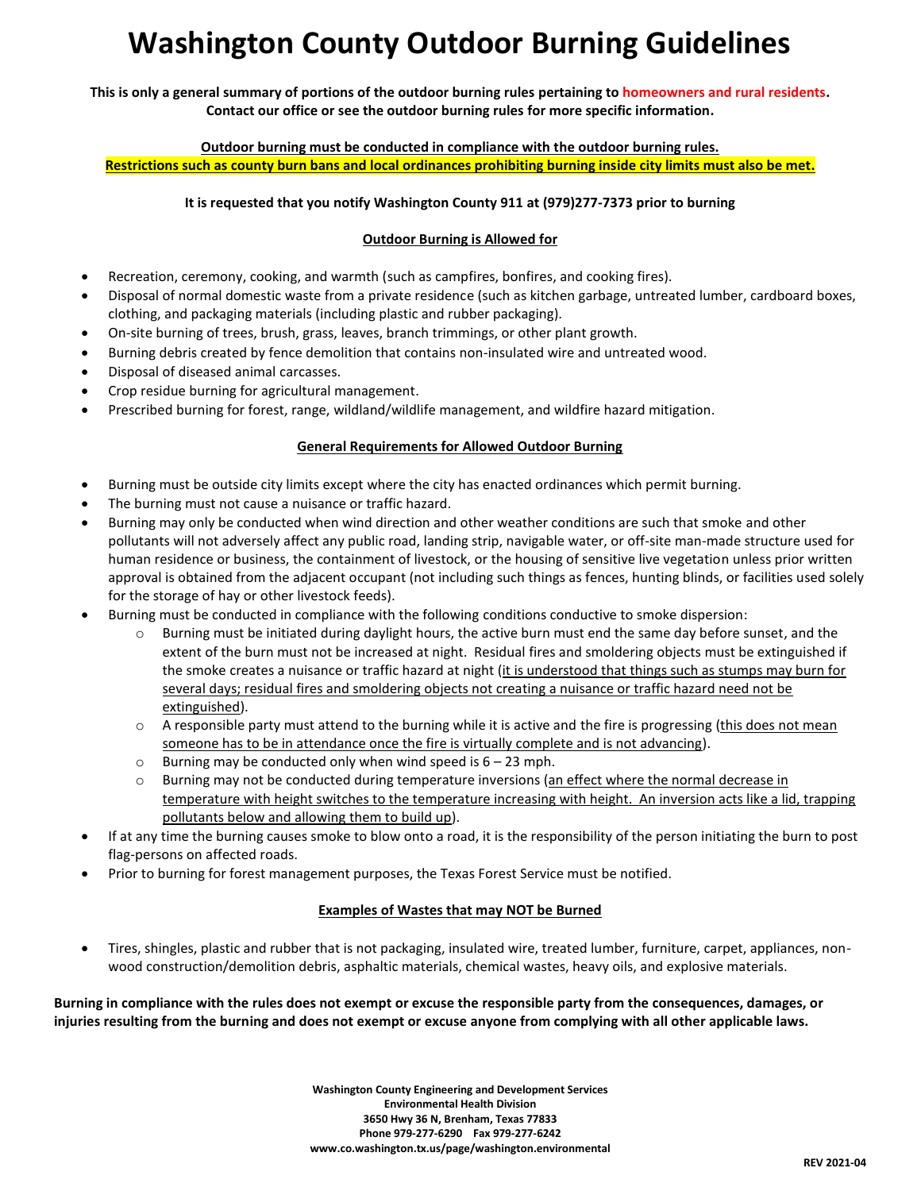# Washington County Outdoor Burning Guidelines

**This is only a general summary of portions of the outdoor burning rules pertaining to homeowners and rural residents. Contact our office or see the outdoor burning rules for more specific information.**

**Outdoor burning must be conducted in compliance with the outdoor burning rules.**
**Restrictions such as county burn bans and local ordinances prohibiting burning inside city limits must also be met.**

**It is requested that you notify Washington County 911 at (979)277-7373 prior to burning**

## Outdoor Burning is Allowed for

- Recreation, ceremony, cooking, and warmth (such as campfires, bonfires, and cooking fires).
- Disposal of normal domestic waste from a private residence (such as kitchen garbage, untreated lumber, cardboard boxes, clothing, and packaging materials (including plastic and rubber packaging).
- On-site burning of trees, brush, grass, leaves, branch trimmings, or other plant growth.
- Burning debris created by fence demolition that contains non-insulated wire and untreated wood.
- Disposal of diseased animal carcasses.
- Crop residue burning for agricultural management.
- Prescribed burning for forest, range, wildland/wildlife management, and wildfire hazard mitigation.

## General Requirements for Allowed Outdoor Burning

- Burning must be outside city limits except where the city has enacted ordinances which permit burning.
- The burning must not cause a nuisance or traffic hazard.
- Burning may only be conducted when wind direction and other weather conditions are such that smoke and other pollutants will not adversely affect any public road, landing strip, navigable water, or off-site man-made structure used for human residence or business, the containment of livestock, or the housing of sensitive live vegetation unless prior written approval is obtained from the adjacent occupant (not including such things as fences, hunting blinds, or facilities used solely for the storage of hay or other livestock feeds).
- Burning must be conducted in compliance with the following conditions conductive to smoke dispersion:
  - Burning must be initiated during daylight hours, the active burn must end the same day before sunset, and the extent of the burn must not be increased at night. Residual fires and smoldering objects must be extinguished if the smoke creates a nuisance or traffic hazard at night (it is understood that things such as stumps may burn for several days; residual fires and smoldering objects not creating a nuisance or traffic hazard need not be extinguished).
  - A responsible party must attend to the burning while it is active and the fire is progressing (this does not mean someone has to be in attendance once the fire is virtually complete and is not advancing).
  - Burning may be conducted only when wind speed is 6 – 23 mph.
  - Burning may not be conducted during temperature inversions (an effect where the normal decrease in temperature with height switches to the temperature increasing with height. An inversion acts like a lid, trapping pollutants below and allowing them to build up).
- If at any time the burning causes smoke to blow onto a road, it is the responsibility of the person initiating the burn to post flag-persons on affected roads.
- Prior to burning for forest management purposes, the Texas Forest Service must be notified.

## Examples of Wastes that may NOT be Burned

- Tires, shingles, plastic and rubber that is not packaging, insulated wire, treated lumber, furniture, carpet, appliances, non-wood construction/demolition debris, asphaltic materials, chemical wastes, heavy oils, and explosive materials.

**Burning in compliance with the rules does not exempt or excuse the responsible party from the consequences, damages, or injuries resulting from the burning and does not exempt or excuse anyone from complying with all other applicable laws.**

**Washington County Engineering and Development Services**
**Environmental Health Division**
**3650 Hwy 36 N, Brenham, Texas 77833**
**Phone 979-277-6290 Fax 979-277-6242**
**www.co.washington.tx.us/page/washington.environmental**

**REV 2021-04**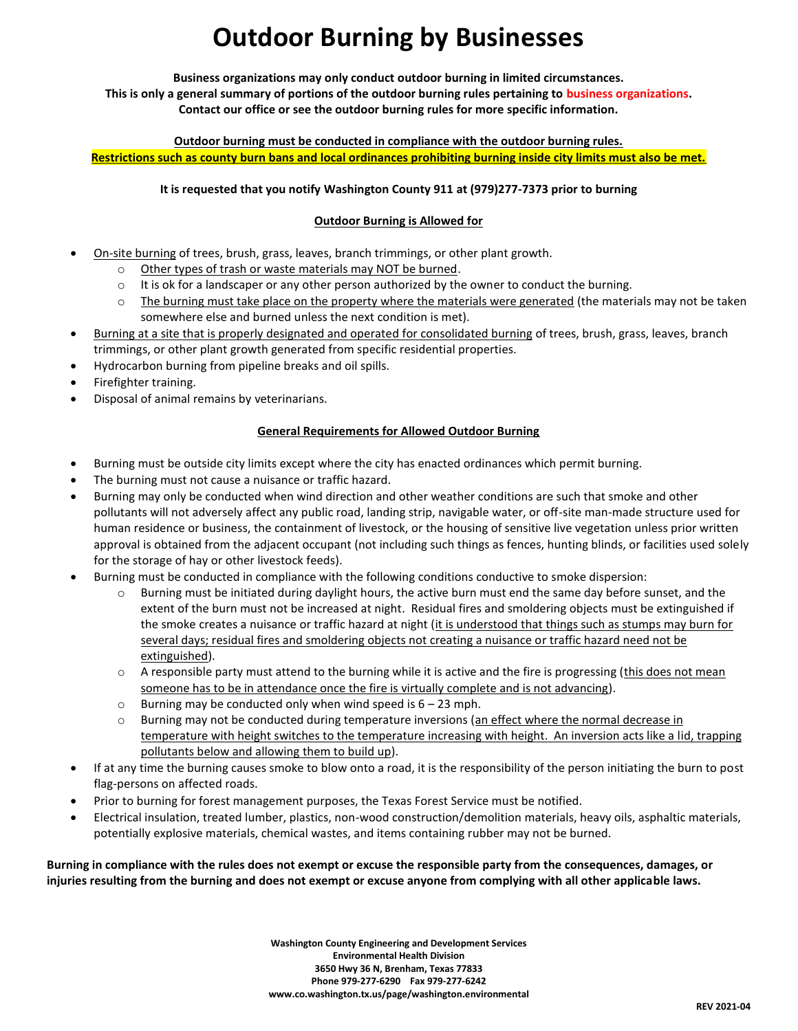# Outdoor Burning by Businesses

**Business organizations may only conduct outdoor burning in limited circumstances.**
**This is only a general summary of portions of the outdoor burning rules pertaining to business organizations.**
**Contact our office or see the outdoor burning rules for more specific information.**

**Outdoor burning must be conducted in compliance with the outdoor burning rules.**
**Restrictions such as county burn bans and local ordinances prohibiting burning inside city limits must also be met.**

**It is requested that you notify Washington County 911 at (979)277-7373 prior to burning**

## Outdoor Burning is Allowed for

- On-site burning of trees, brush, grass, leaves, branch trimmings, or other plant growth.
  - Other types of trash or waste materials may NOT be burned.
  - It is ok for a landscaper or any other person authorized by the owner to conduct the burning.
  - The burning must take place on the property where the materials were generated (the materials may not be taken somewhere else and burned unless the next condition is met).
- Burning at a site that is properly designated and operated for consolidated burning of trees, brush, grass, leaves, branch trimmings, or other plant growth generated from specific residential properties.
- Hydrocarbon burning from pipeline breaks and oil spills.
- Firefighter training.
- Disposal of animal remains by veterinarians.

## General Requirements for Allowed Outdoor Burning

- Burning must be outside city limits except where the city has enacted ordinances which permit burning.
- The burning must not cause a nuisance or traffic hazard.
- Burning may only be conducted when wind direction and other weather conditions are such that smoke and other pollutants will not adversely affect any public road, landing strip, navigable water, or off-site man-made structure used for human residence or business, the containment of livestock, or the housing of sensitive live vegetation unless prior written approval is obtained from the adjacent occupant (not including such things as fences, hunting blinds, or facilities used solely for the storage of hay or other livestock feeds).
- Burning must be conducted in compliance with the following conditions conductive to smoke dispersion:
  - Burning must be initiated during daylight hours, the active burn must end the same day before sunset, and the extent of the burn must not be increased at night. Residual fires and smoldering objects must be extinguished if the smoke creates a nuisance or traffic hazard at night (it is understood that things such as stumps may burn for several days; residual fires and smoldering objects not creating a nuisance or traffic hazard need not be extinguished).
  - A responsible party must attend to the burning while it is active and the fire is progressing (this does not mean someone has to be in attendance once the fire is virtually complete and is not advancing).
  - Burning may be conducted only when wind speed is 6 – 23 mph.
  - Burning may not be conducted during temperature inversions (an effect where the normal decrease in temperature with height switches to the temperature increasing with height. An inversion acts like a lid, trapping pollutants below and allowing them to build up).
- If at any time the burning causes smoke to blow onto a road, it is the responsibility of the person initiating the burn to post flag-persons on affected roads.
- Prior to burning for forest management purposes, the Texas Forest Service must be notified.
- Electrical insulation, treated lumber, plastics, non-wood construction/demolition materials, heavy oils, asphaltic materials, potentially explosive materials, chemical wastes, and items containing rubber may not be burned.

**Burning in compliance with the rules does not exempt or excuse the responsible party from the consequences, damages, or injuries resulting from the burning and does not exempt or excuse anyone from complying with all other applicable laws.**

**Washington County Engineering and Development Services**
**Environmental Health Division**
**3650 Hwy 36 N, Brenham, Texas 77833**
**Phone 979-277-6290 Fax 979-277-6242**
**www.co.washington.tx.us/page/washington.environmental**

**REV 2021-04**